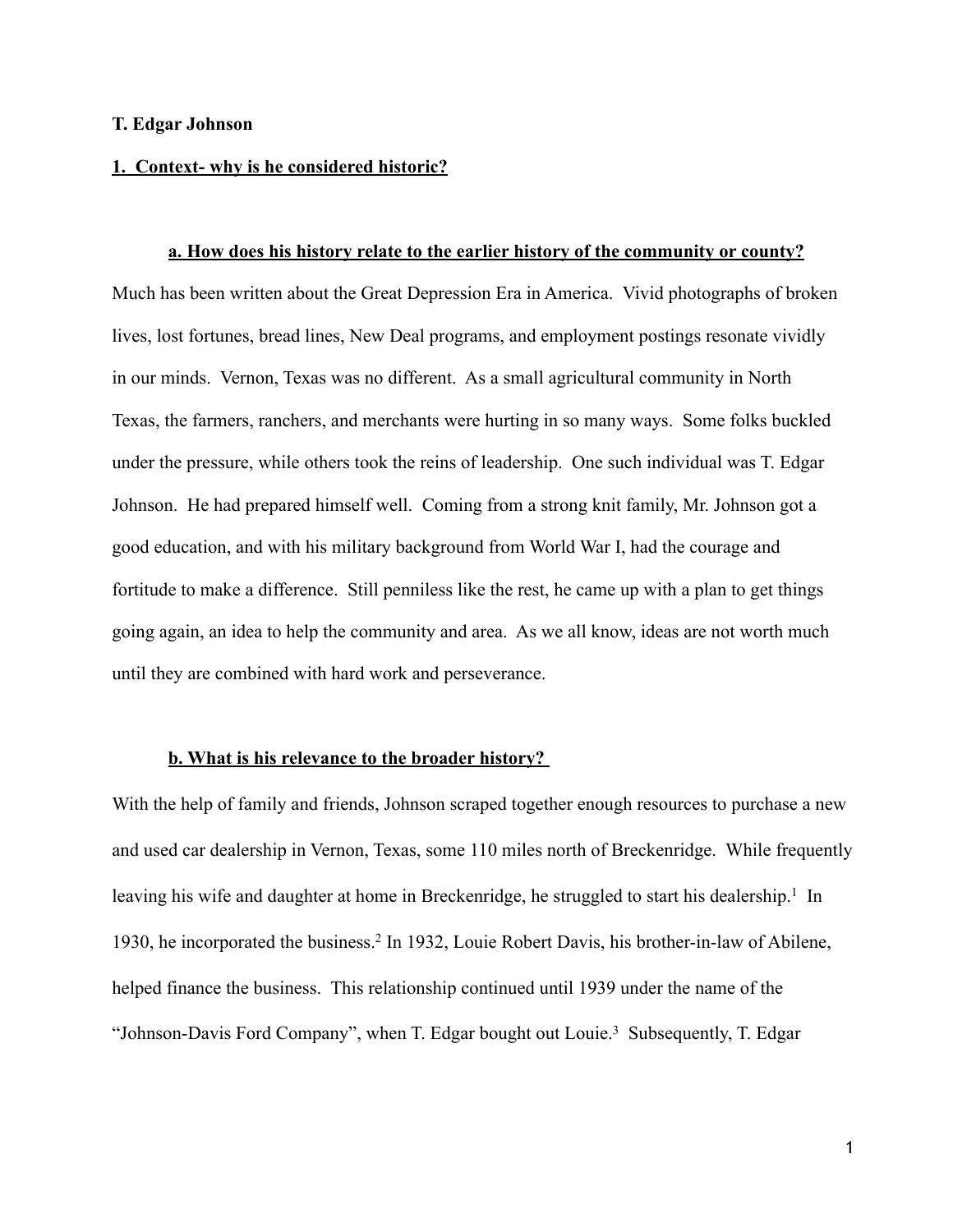**T. Edgar Johnson**

## 1. Context- why is he considered historic?

### a. How does his history relate to the earlier history of the community or county?

Much has been written about the Great Depression Era in America. Vivid photographs of broken lives, lost fortunes, bread lines, New Deal programs, and employment postings resonate vividly in our minds. Vernon, Texas was no different. As a small agricultural community in North Texas, the farmers, ranchers, and merchants were hurting in so many ways. Some folks buckled under the pressure, while others took the reins of leadership. One such individual was T. Edgar Johnson. He had prepared himself well. Coming from a strong knit family, Mr. Johnson got a good education, and with his military background from World War I, had the courage and fortitude to make a difference. Still penniless like the rest, he came up with a plan to get things going again, an idea to help the community and area. As we all know, ideas are not worth much until they are combined with hard work and perseverance.

### b. What is his relevance to the broader history?

With the help of family and friends, Johnson scraped together enough resources to purchase a new and used car dealership in Vernon, Texas, some 110 miles north of Breckenridge. While frequently leaving his wife and daughter at home in Breckenridge, he struggled to start his dealership.[1] In 1930, he incorporated the business.[2] In 1932, Louie Robert Davis, his brother-in-law of Abilene, helped finance the business. This relationship continued until 1939 under the name of the "Johnson-Davis Ford Company", when T. Edgar bought out Louie.[3] Subsequently, T. Edgar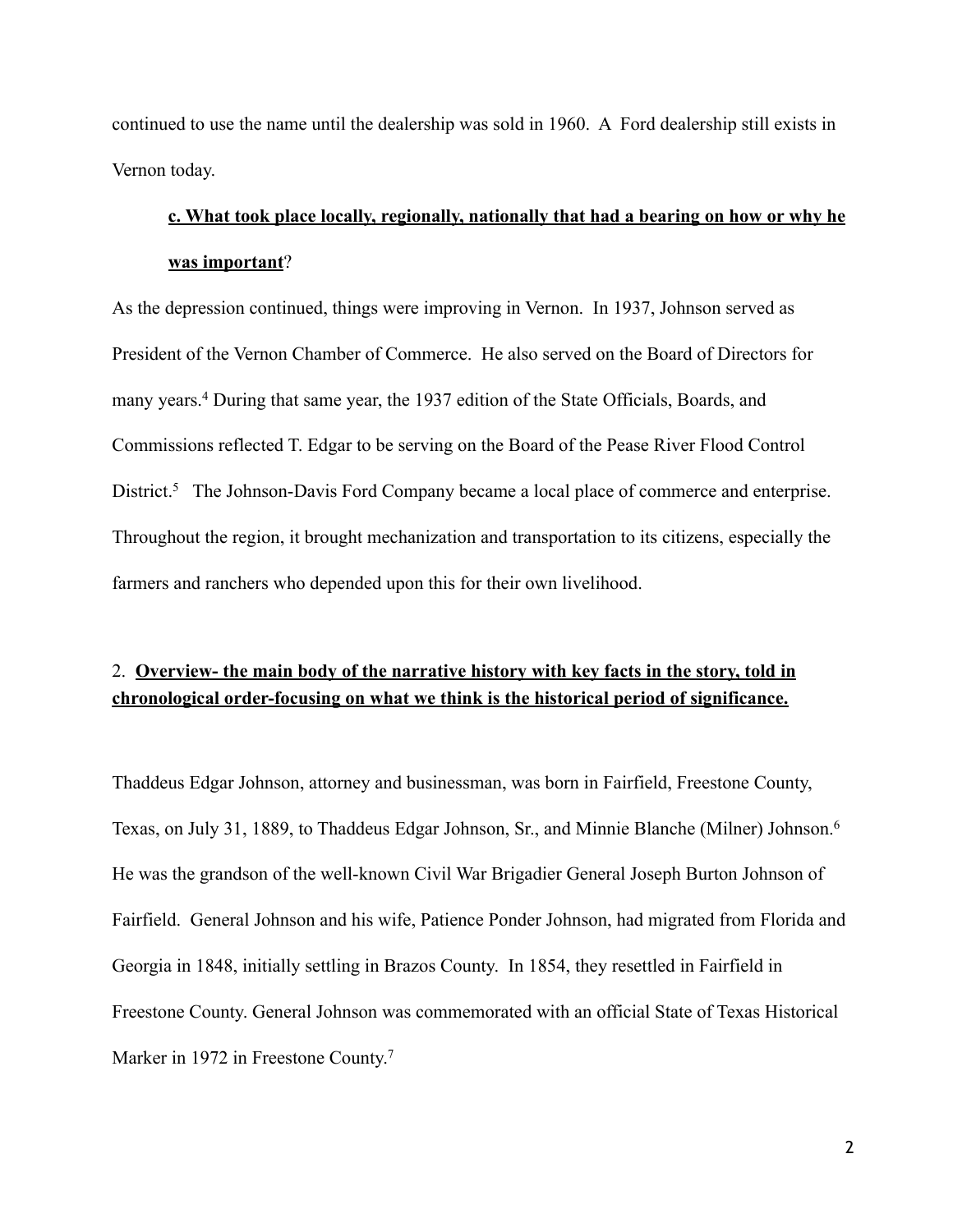continued to use the name until the dealership was sold in 1960. A Ford dealership still exists in Vernon today.

**c. What took place locally, regionally, nationally that had a bearing on how or why he was important**?

As the depression continued, things were improving in Vernon. In 1937, Johnson served as President of the Vernon Chamber of Commerce. He also served on the Board of Directors for many years.[4] During that same year, the 1937 edition of the State Officials, Boards, and Commissions reflected T. Edgar to be serving on the Board of the Pease River Flood Control District.[5] The Johnson-Davis Ford Company became a local place of commerce and enterprise. Throughout the region, it brought mechanization and transportation to its citizens, especially the farmers and ranchers who depended upon this for their own livelihood.

2. **Overview- the main body of the narrative history with key facts in the story, told in chronological order-focusing on what we think is the historical period of significance.**

Thaddeus Edgar Johnson, attorney and businessman, was born in Fairfield, Freestone County, Texas, on July 31, 1889, to Thaddeus Edgar Johnson, Sr., and Minnie Blanche (Milner) Johnson.[6] He was the grandson of the well-known Civil War Brigadier General Joseph Burton Johnson of Fairfield. General Johnson and his wife, Patience Ponder Johnson, had migrated from Florida and Georgia in 1848, initially settling in Brazos County. In 1854, they resettled in Fairfield in Freestone County. General Johnson was commemorated with an official State of Texas Historical Marker in 1972 in Freestone County.[7]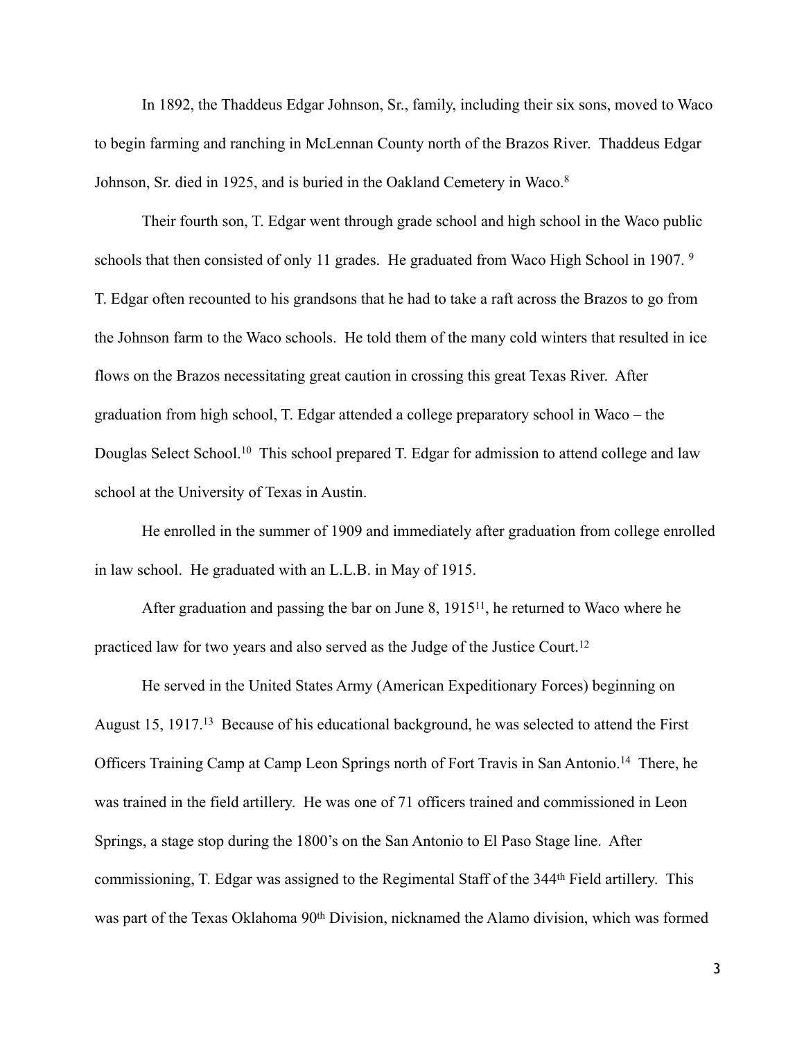In 1892, the Thaddeus Edgar Johnson, Sr., family, including their six sons, moved to Waco to begin farming and ranching in McLennan County north of the Brazos River. Thaddeus Edgar Johnson, Sr. died in 1925, and is buried in the Oakland Cemetery in Waco.[8]

Their fourth son, T. Edgar went through grade school and high school in the Waco public schools that then consisted of only 11 grades. He graduated from Waco High School in 1907. [9] T. Edgar often recounted to his grandsons that he had to take a raft across the Brazos to go from the Johnson farm to the Waco schools. He told them of the many cold winters that resulted in ice flows on the Brazos necessitating great caution in crossing this great Texas River. After graduation from high school, T. Edgar attended a college preparatory school in Waco – the Douglas Select School.[10] This school prepared T. Edgar for admission to attend college and law school at the University of Texas in Austin.

He enrolled in the summer of 1909 and immediately after graduation from college enrolled in law school. He graduated with an L.L.B. in May of 1915.

After graduation and passing the bar on June 8, 1915[11], he returned to Waco where he practiced law for two years and also served as the Judge of the Justice Court.[12]

He served in the United States Army (American Expeditionary Forces) beginning on August 15, 1917.[13] Because of his educational background, he was selected to attend the First Officers Training Camp at Camp Leon Springs north of Fort Travis in San Antonio.[14] There, he was trained in the field artillery. He was one of 71 officers trained and commissioned in Leon Springs, a stage stop during the 1800's on the San Antonio to El Paso Stage line. After commissioning, T. Edgar was assigned to the Regimental Staff of the 344th Field artillery. This was part of the Texas Oklahoma 90th Division, nicknamed the Alamo division, which was formed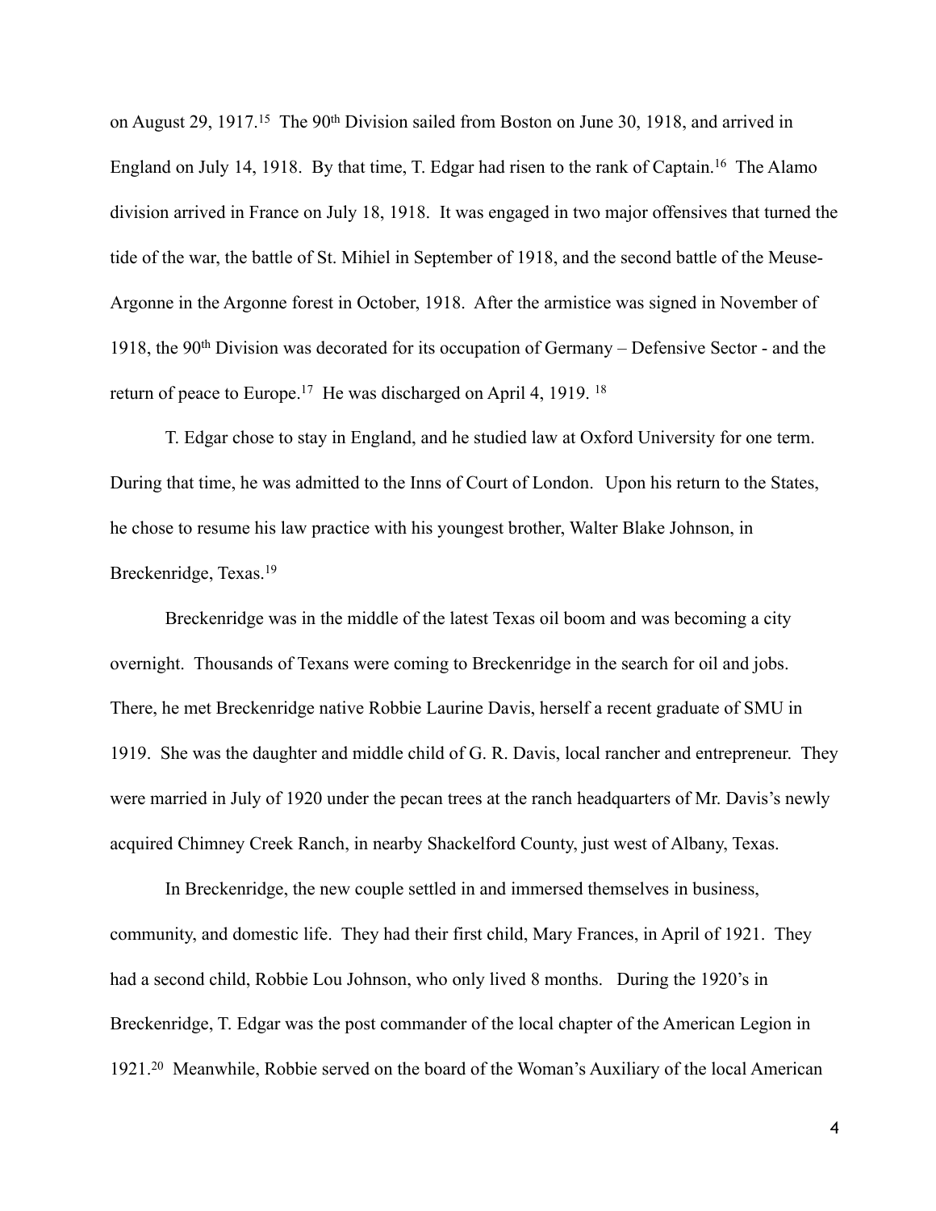on August 29, 1917.[15] The 90th Division sailed from Boston on June 30, 1918, and arrived in England on July 14, 1918. By that time, T. Edgar had risen to the rank of Captain.[16] The Alamo division arrived in France on July 18, 1918. It was engaged in two major offensives that turned the tide of the war, the battle of St. Mihiel in September of 1918, and the second battle of the Meuse-Argonne in the Argonne forest in October, 1918. After the armistice was signed in November of 1918, the 90th Division was decorated for its occupation of Germany – Defensive Sector - and the return of peace to Europe.[17] He was discharged on April 4, 1919. [18]

T. Edgar chose to stay in England, and he studied law at Oxford University for one term. During that time, he was admitted to the Inns of Court of London. Upon his return to the States, he chose to resume his law practice with his youngest brother, Walter Blake Johnson, in Breckenridge, Texas.[19]

Breckenridge was in the middle of the latest Texas oil boom and was becoming a city overnight. Thousands of Texans were coming to Breckenridge in the search for oil and jobs. There, he met Breckenridge native Robbie Laurine Davis, herself a recent graduate of SMU in 1919. She was the daughter and middle child of G. R. Davis, local rancher and entrepreneur. They were married in July of 1920 under the pecan trees at the ranch headquarters of Mr. Davis's newly acquired Chimney Creek Ranch, in nearby Shackelford County, just west of Albany, Texas.

In Breckenridge, the new couple settled in and immersed themselves in business, community, and domestic life. They had their first child, Mary Frances, in April of 1921. They had a second child, Robbie Lou Johnson, who only lived 8 months. During the 1920's in Breckenridge, T. Edgar was the post commander of the local chapter of the American Legion in 1921.[20] Meanwhile, Robbie served on the board of the Woman's Auxiliary of the local American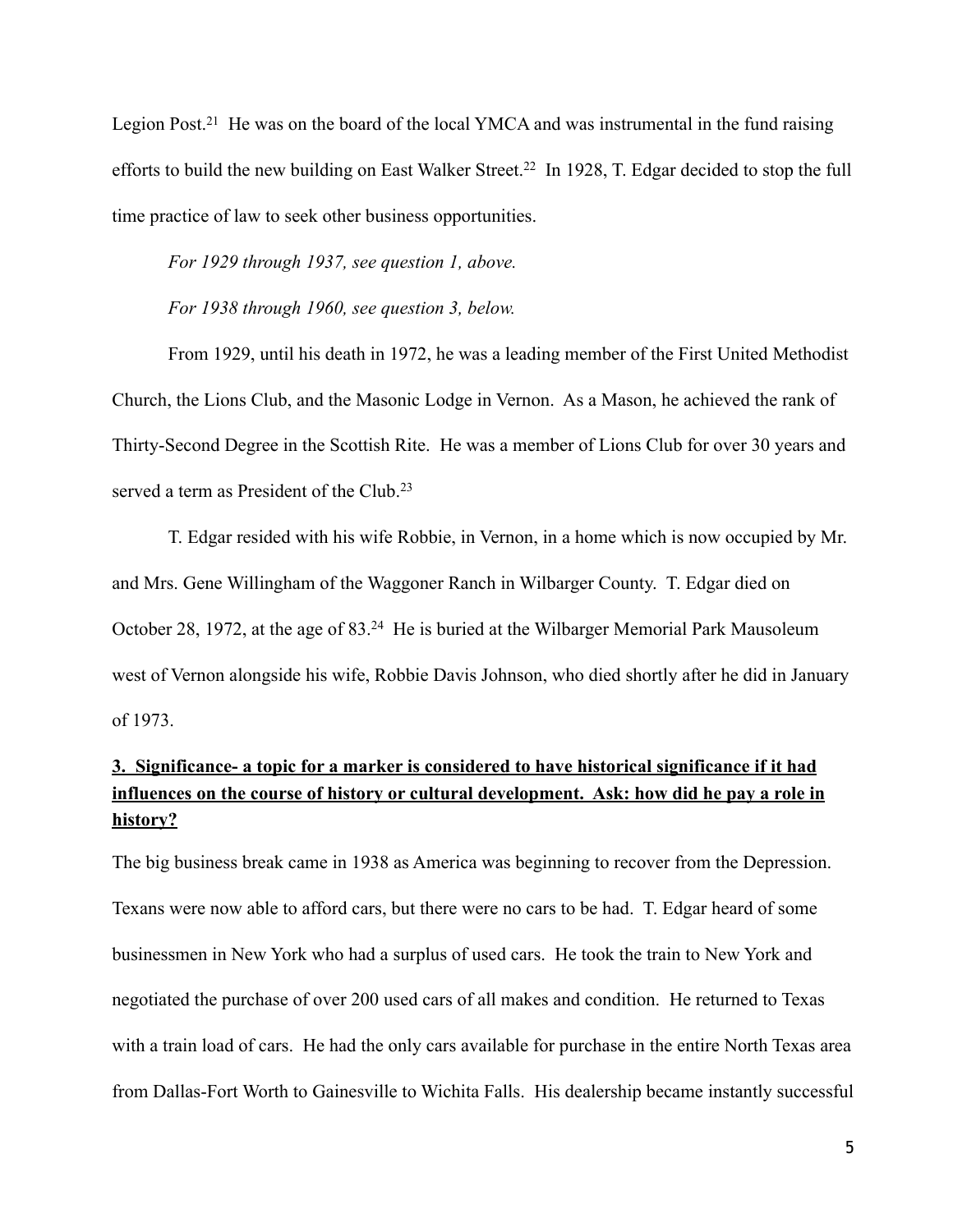Legion Post.[21] He was on the board of the local YMCA and was instrumental in the fund raising efforts to build the new building on East Walker Street.[22] In 1928, T. Edgar decided to stop the full time practice of law to seek other business opportunities.

*For 1929 through 1937, see question 1, above.*

*For 1938 through 1960, see question 3, below.*

From 1929, until his death in 1972, he was a leading member of the First United Methodist Church, the Lions Club, and the Masonic Lodge in Vernon. As a Mason, he achieved the rank of Thirty-Second Degree in the Scottish Rite. He was a member of Lions Club for over 30 years and served a term as President of the Club.[23]

T. Edgar resided with his wife Robbie, in Vernon, in a home which is now occupied by Mr. and Mrs. Gene Willingham of the Waggoner Ranch in Wilbarger County. T. Edgar died on October 28, 1972, at the age of 83.[24] He is buried at the Wilbarger Memorial Park Mausoleum west of Vernon alongside his wife, Robbie Davis Johnson, who died shortly after he did in January of 1973.

**<u>3. Significance- a topic for a marker is considered to have historical significance if it had influences on the course of history or cultural development. Ask: how did he pay a role in history?</u>**

The big business break came in 1938 as America was beginning to recover from the Depression. Texans were now able to afford cars, but there were no cars to be had. T. Edgar heard of some businessmen in New York who had a surplus of used cars. He took the train to New York and negotiated the purchase of over 200 used cars of all makes and condition. He returned to Texas with a train load of cars. He had the only cars available for purchase in the entire North Texas area from Dallas-Fort Worth to Gainesville to Wichita Falls. His dealership became instantly successful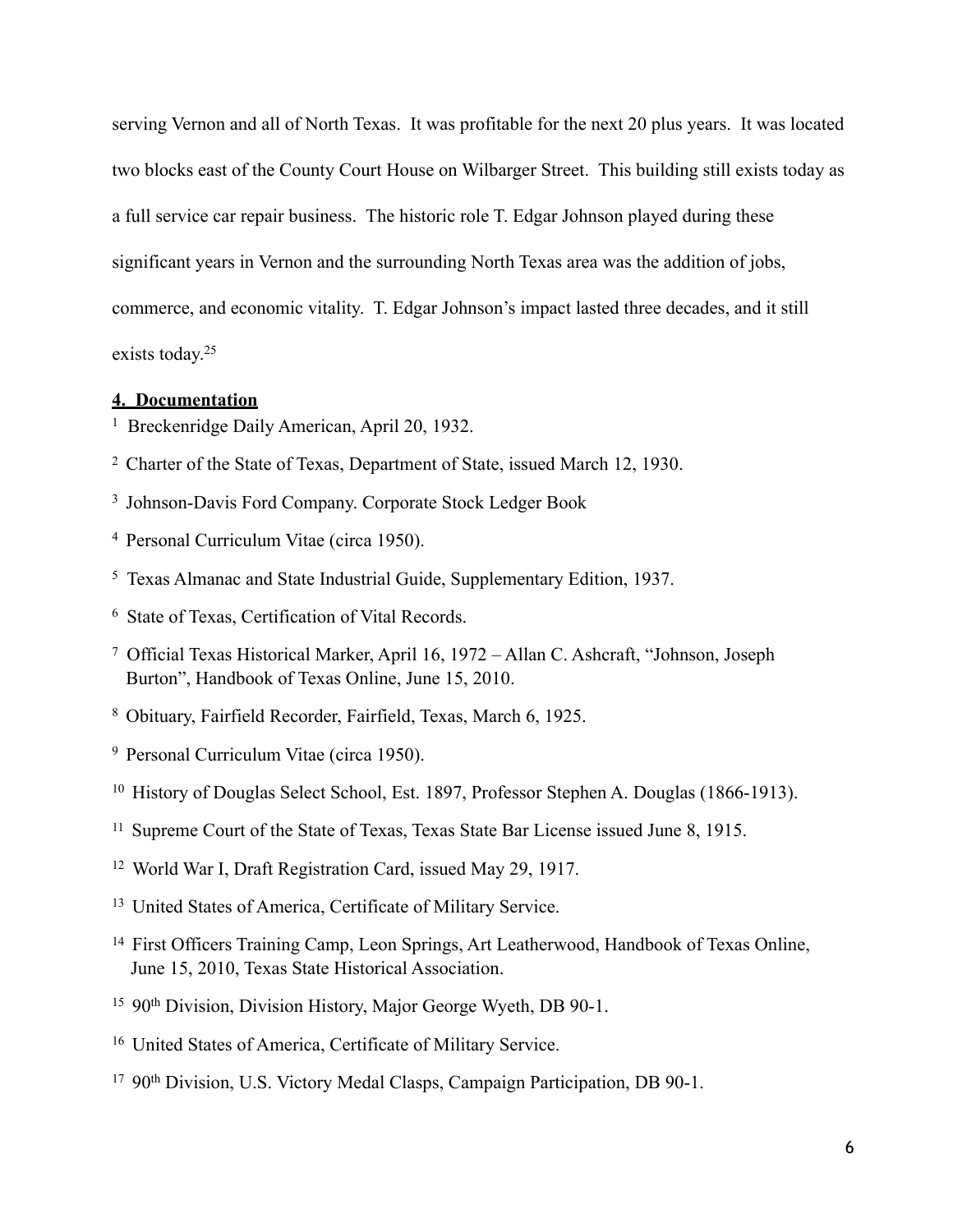serving Vernon and all of North Texas. It was profitable for the next 20 plus years. It was located two blocks east of the County Court House on Wilbarger Street. This building still exists today as a full service car repair business. The historic role T. Edgar Johnson played during these significant years in Vernon and the surrounding North Texas area was the addition of jobs, commerce, and economic vitality. T. Edgar Johnson's impact lasted three decades, and it still exists today.[25]

**4. Documentation**

[1] Breckenridge Daily American, April 20, 1932.

[2] Charter of the State of Texas, Department of State, issued March 12, 1930.

[3] Johnson-Davis Ford Company. Corporate Stock Ledger Book

[4] Personal Curriculum Vitae (circa 1950).

[5] Texas Almanac and State Industrial Guide, Supplementary Edition, 1937.

[6] State of Texas, Certification of Vital Records.

[7] Official Texas Historical Marker, April 16, 1972 – Allan C. Ashcraft, "Johnson, Joseph Burton", Handbook of Texas Online, June 15, 2010.

[8] Obituary, Fairfield Recorder, Fairfield, Texas, March 6, 1925.

[9] Personal Curriculum Vitae (circa 1950).

[10] History of Douglas Select School, Est. 1897, Professor Stephen A. Douglas (1866-1913).

[11] Supreme Court of the State of Texas, Texas State Bar License issued June 8, 1915.

[12] World War I, Draft Registration Card, issued May 29, 1917.

[13] United States of America, Certificate of Military Service.

[14] First Officers Training Camp, Leon Springs, Art Leatherwood, Handbook of Texas Online, June 15, 2010, Texas State Historical Association.

[15] 90th Division, Division History, Major George Wyeth, DB 90-1.

[16] United States of America, Certificate of Military Service.

[17] 90th Division, U.S. Victory Medal Clasps, Campaign Participation, DB 90-1.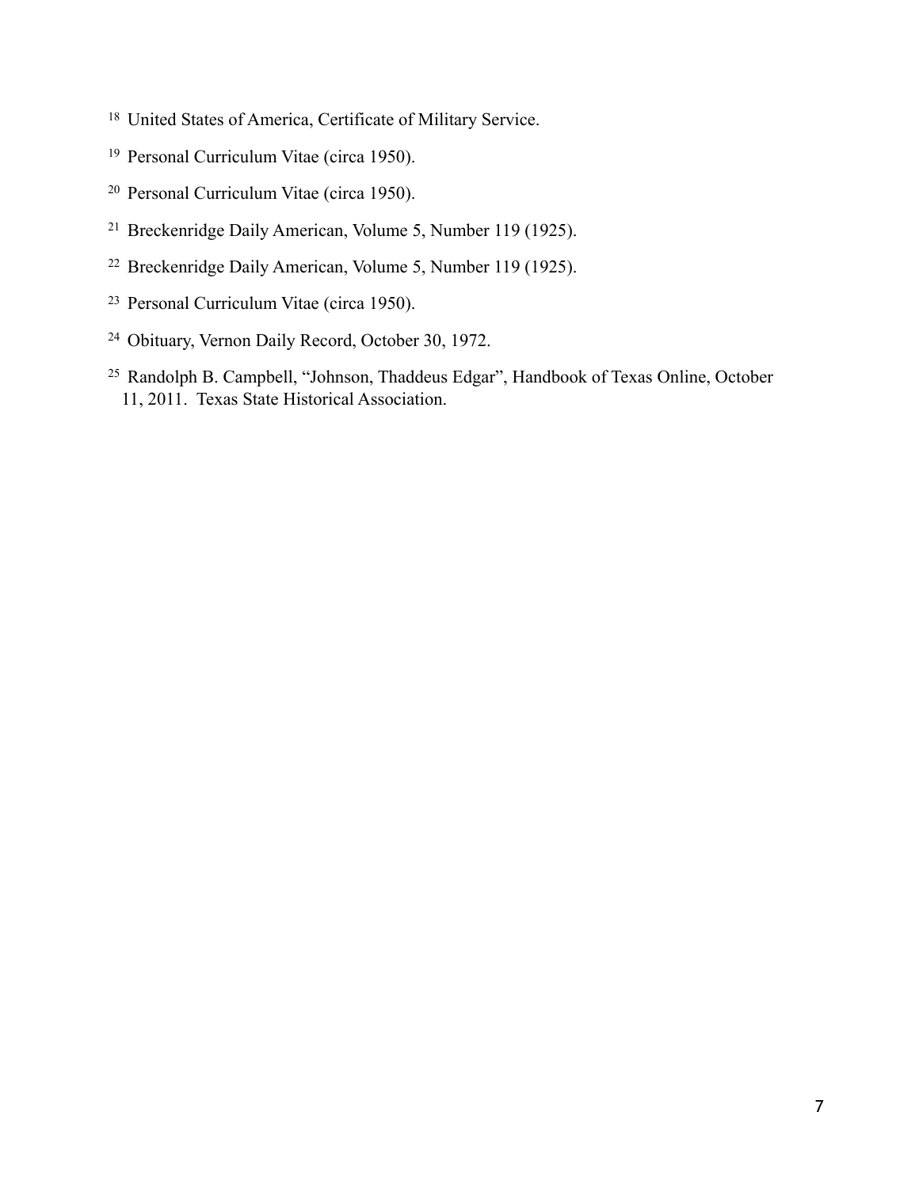[18] United States of America, Certificate of Military Service.

[19] Personal Curriculum Vitae (circa 1950).

[20] Personal Curriculum Vitae (circa 1950).

[21] Breckenridge Daily American, Volume 5, Number 119 (1925).

[22] Breckenridge Daily American, Volume 5, Number 119 (1925).

[23] Personal Curriculum Vitae (circa 1950).

[24] Obituary, Vernon Daily Record, October 30, 1972.

[25] Randolph B. Campbell, "Johnson, Thaddeus Edgar", Handbook of Texas Online, October 11, 2011. Texas State Historical Association.